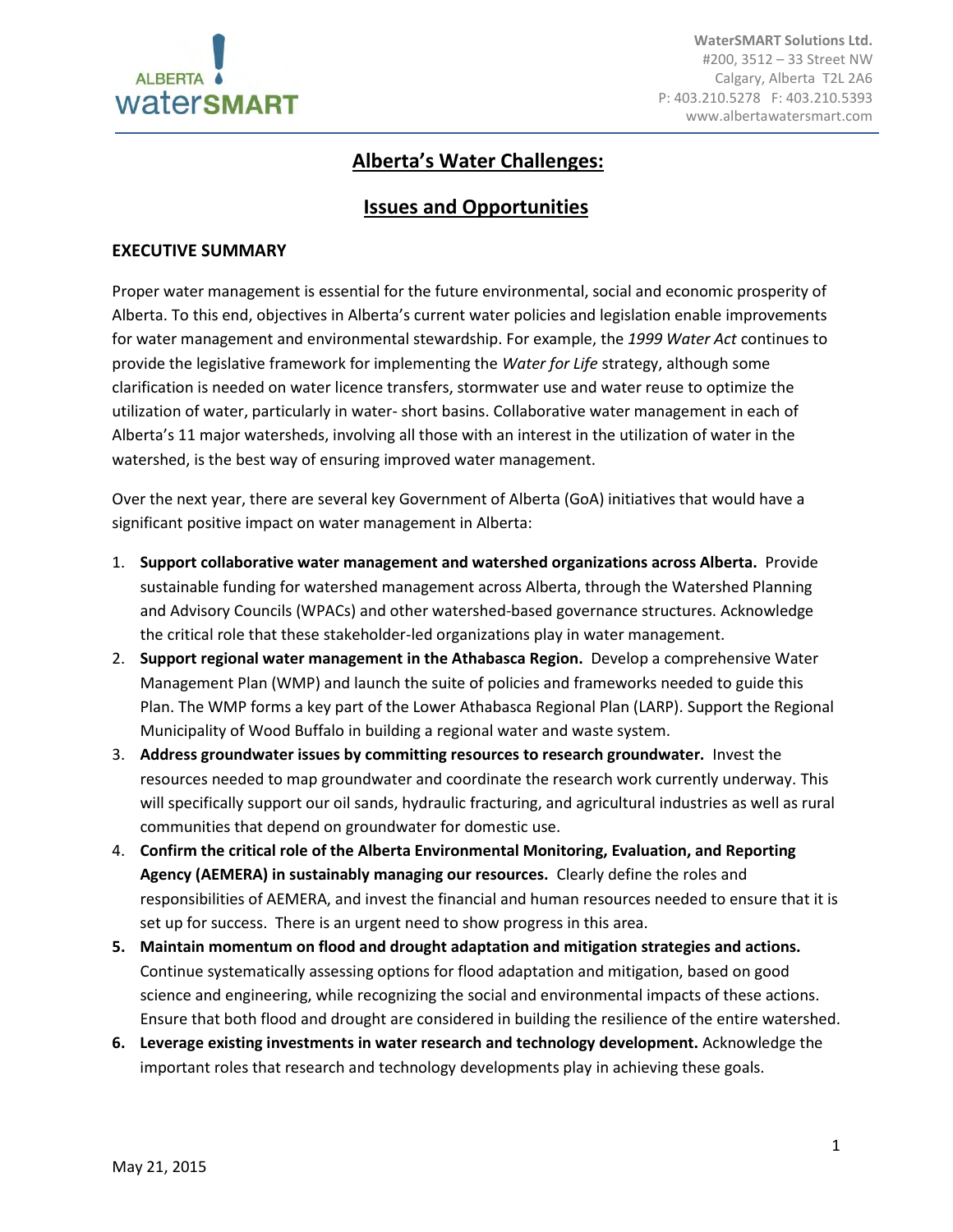WaterSMART Solutions Ltd.
#200, 3512 – 33 Street NW
Calgary, Alberta T2L 2A6
P: 403.210.5278 F: 403.210.5393
www.albertawatersmart.com

# Alberta's Water Challenges:

# Issues and Opportunities

## EXECUTIVE SUMMARY

Proper water management is essential for the future environmental, social and economic prosperity of Alberta. To this end, objectives in Alberta's current water policies and legislation enable improvements for water management and environmental stewardship. For example, the *1999 Water Act* continues to provide the legislative framework for implementing the *Water for Life* strategy, although some clarification is needed on water licence transfers, stormwater use and water reuse to optimize the utilization of water, particularly in water- short basins. Collaborative water management in each of Alberta's 11 major watersheds, involving all those with an interest in the utilization of water in the watershed, is the best way of ensuring improved water management.

Over the next year, there are several key Government of Alberta (GoA) initiatives that would have a significant positive impact on water management in Alberta:

1. **Support collaborative water management and watershed organizations across Alberta.** Provide sustainable funding for watershed management across Alberta, through the Watershed Planning and Advisory Councils (WPACs) and other watershed-based governance structures. Acknowledge the critical role that these stakeholder-led organizations play in water management.
2. **Support regional water management in the Athabasca Region.** Develop a comprehensive Water Management Plan (WMP) and launch the suite of policies and frameworks needed to guide this Plan. The WMP forms a key part of the Lower Athabasca Regional Plan (LARP). Support the Regional Municipality of Wood Buffalo in building a regional water and waste system.
3. **Address groundwater issues by committing resources to research groundwater.** Invest the resources needed to map groundwater and coordinate the research work currently underway. This will specifically support our oil sands, hydraulic fracturing, and agricultural industries as well as rural communities that depend on groundwater for domestic use.
4. **Confirm the critical role of the Alberta Environmental Monitoring, Evaluation, and Reporting Agency (AEMERA) in sustainably managing our resources.** Clearly define the roles and responsibilities of AEMERA, and invest the financial and human resources needed to ensure that it is set up for success. There is an urgent need to show progress in this area.
5. **Maintain momentum on flood and drought adaptation and mitigation strategies and actions.** Continue systematically assessing options for flood adaptation and mitigation, based on good science and engineering, while recognizing the social and environmental impacts of these actions. Ensure that both flood and drought are considered in building the resilience of the entire watershed.
6. **Leverage existing investments in water research and technology development.** Acknowledge the important roles that research and technology developments play in achieving these goals.

May 21, 2015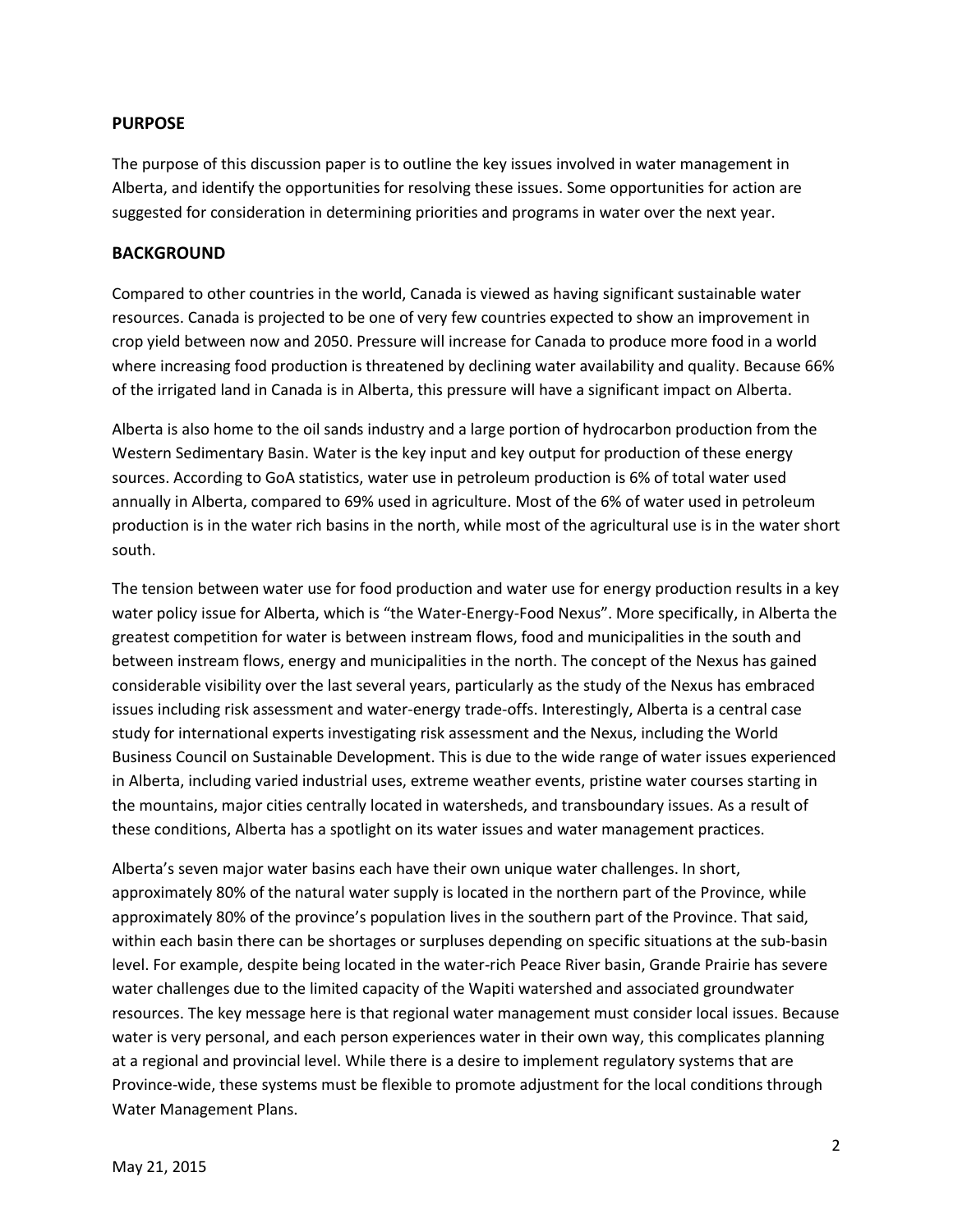## PURPOSE

The purpose of this discussion paper is to outline the key issues involved in water management in Alberta, and identify the opportunities for resolving these issues. Some opportunities for action are suggested for consideration in determining priorities and programs in water over the next year.

## BACKGROUND

Compared to other countries in the world, Canada is viewed as having significant sustainable water resources. Canada is projected to be one of very few countries expected to show an improvement in crop yield between now and 2050. Pressure will increase for Canada to produce more food in a world where increasing food production is threatened by declining water availability and quality. Because 66% of the irrigated land in Canada is in Alberta, this pressure will have a significant impact on Alberta.

Alberta is also home to the oil sands industry and a large portion of hydrocarbon production from the Western Sedimentary Basin. Water is the key input and key output for production of these energy sources. According to GoA statistics, water use in petroleum production is 6% of total water used annually in Alberta, compared to 69% used in agriculture. Most of the 6% of water used in petroleum production is in the water rich basins in the north, while most of the agricultural use is in the water short south.

The tension between water use for food production and water use for energy production results in a key water policy issue for Alberta, which is "the Water-Energy-Food Nexus". More specifically, in Alberta the greatest competition for water is between instream flows, food and municipalities in the south and between instream flows, energy and municipalities in the north. The concept of the Nexus has gained considerable visibility over the last several years, particularly as the study of the Nexus has embraced issues including risk assessment and water-energy trade-offs. Interestingly, Alberta is a central case study for international experts investigating risk assessment and the Nexus, including the World Business Council on Sustainable Development. This is due to the wide range of water issues experienced in Alberta, including varied industrial uses, extreme weather events, pristine water courses starting in the mountains, major cities centrally located in watersheds, and transboundary issues. As a result of these conditions, Alberta has a spotlight on its water issues and water management practices.

Alberta's seven major water basins each have their own unique water challenges. In short, approximately 80% of the natural water supply is located in the northern part of the Province, while approximately 80% of the province's population lives in the southern part of the Province. That said, within each basin there can be shortages or surpluses depending on specific situations at the sub-basin level. For example, despite being located in the water-rich Peace River basin, Grande Prairie has severe water challenges due to the limited capacity of the Wapiti watershed and associated groundwater resources. The key message here is that regional water management must consider local issues. Because water is very personal, and each person experiences water in their own way, this complicates planning at a regional and provincial level. While there is a desire to implement regulatory systems that are Province-wide, these systems must be flexible to promote adjustment for the local conditions through Water Management Plans.

May 21, 2015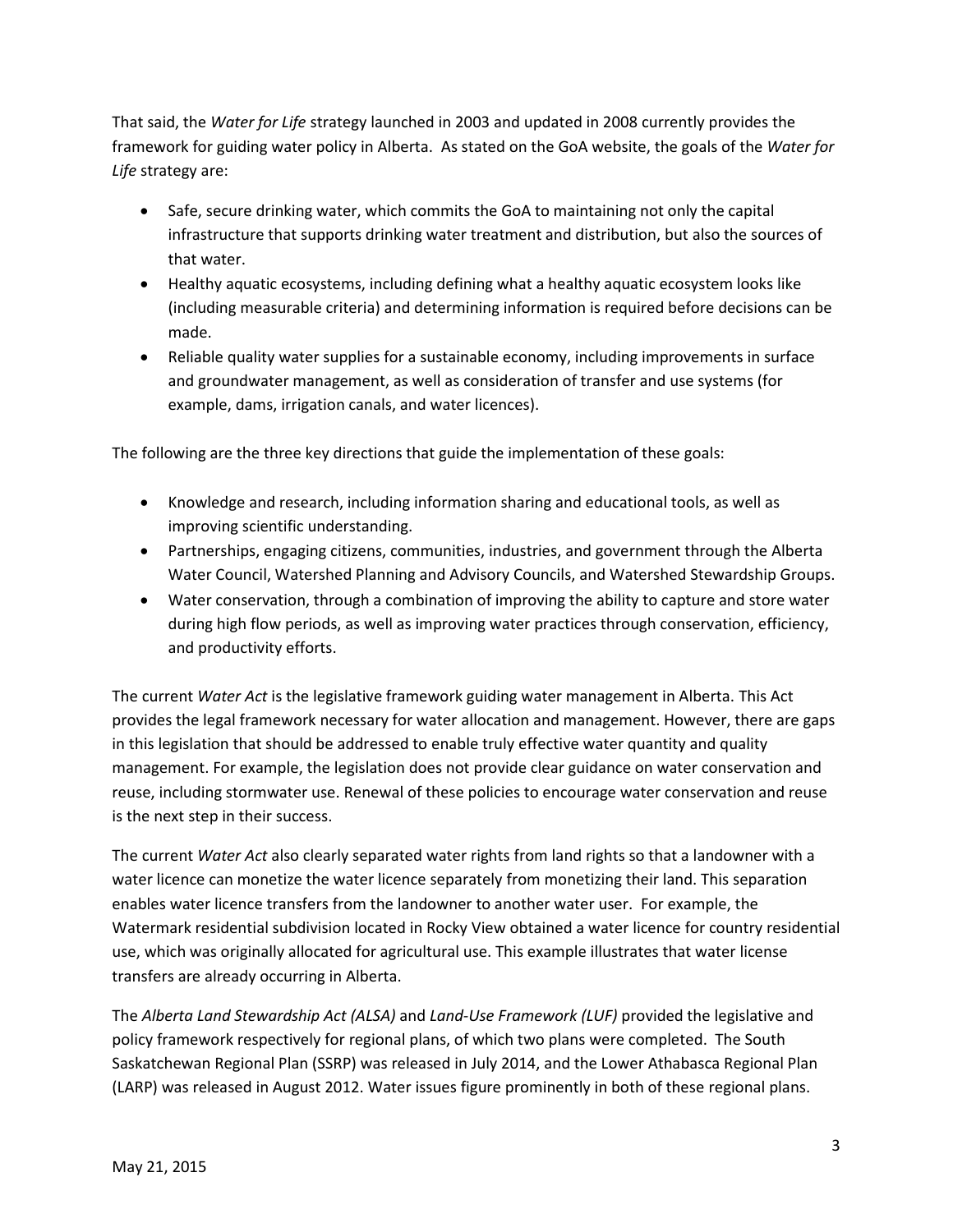That said, the *Water for Life* strategy launched in 2003 and updated in 2008 currently provides the framework for guiding water policy in Alberta. As stated on the GoA website, the goals of the *Water for Life* strategy are:

- Safe, secure drinking water, which commits the GoA to maintaining not only the capital infrastructure that supports drinking water treatment and distribution, but also the sources of that water.
- Healthy aquatic ecosystems, including defining what a healthy aquatic ecosystem looks like (including measurable criteria) and determining information is required before decisions can be made.
- Reliable quality water supplies for a sustainable economy, including improvements in surface and groundwater management, as well as consideration of transfer and use systems (for example, dams, irrigation canals, and water licences).

The following are the three key directions that guide the implementation of these goals:

- Knowledge and research, including information sharing and educational tools, as well as improving scientific understanding.
- Partnerships, engaging citizens, communities, industries, and government through the Alberta Water Council, Watershed Planning and Advisory Councils, and Watershed Stewardship Groups.
- Water conservation, through a combination of improving the ability to capture and store water during high flow periods, as well as improving water practices through conservation, efficiency, and productivity efforts.

The current *Water Act* is the legislative framework guiding water management in Alberta. This Act provides the legal framework necessary for water allocation and management. However, there are gaps in this legislation that should be addressed to enable truly effective water quantity and quality management. For example, the legislation does not provide clear guidance on water conservation and reuse, including stormwater use. Renewal of these policies to encourage water conservation and reuse is the next step in their success.

The current *Water Act* also clearly separated water rights from land rights so that a landowner with a water licence can monetize the water licence separately from monetizing their land. This separation enables water licence transfers from the landowner to another water user. For example, the Watermark residential subdivision located in Rocky View obtained a water licence for country residential use, which was originally allocated for agricultural use. This example illustrates that water license transfers are already occurring in Alberta.

The *Alberta Land Stewardship Act (ALSA)* and *Land-Use Framework (LUF)* provided the legislative and policy framework respectively for regional plans, of which two plans were completed. The South Saskatchewan Regional Plan (SSRP) was released in July 2014, and the Lower Athabasca Regional Plan (LARP) was released in August 2012. Water issues figure prominently in both of these regional plans.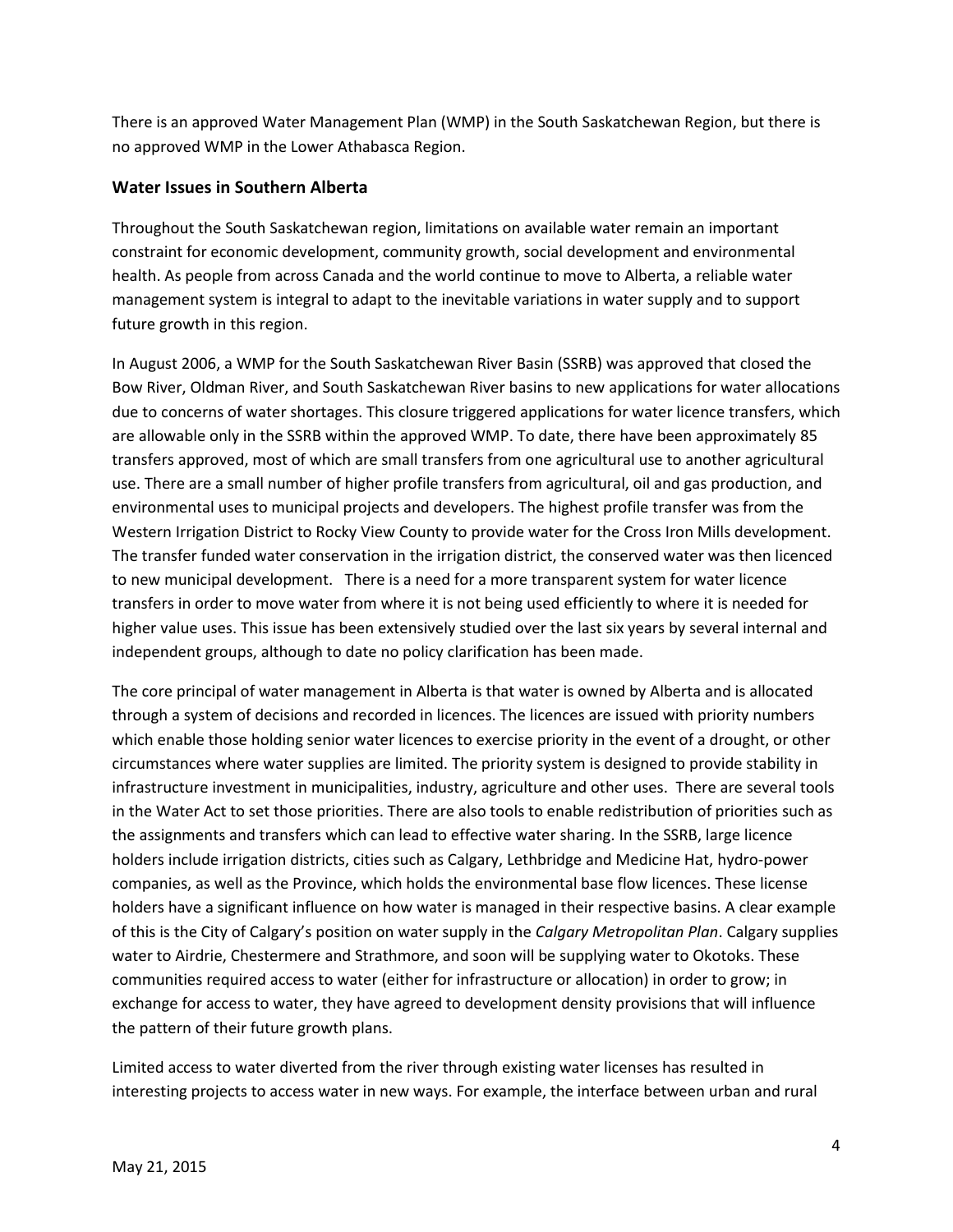There is an approved Water Management Plan (WMP) in the South Saskatchewan Region, but there is no approved WMP in the Lower Athabasca Region.

### Water Issues in Southern Alberta

Throughout the South Saskatchewan region, limitations on available water remain an important constraint for economic development, community growth, social development and environmental health. As people from across Canada and the world continue to move to Alberta, a reliable water management system is integral to adapt to the inevitable variations in water supply and to support future growth in this region.

In August 2006, a WMP for the South Saskatchewan River Basin (SSRB) was approved that closed the Bow River, Oldman River, and South Saskatchewan River basins to new applications for water allocations due to concerns of water shortages. This closure triggered applications for water licence transfers, which are allowable only in the SSRB within the approved WMP. To date, there have been approximately 85 transfers approved, most of which are small transfers from one agricultural use to another agricultural use. There are a small number of higher profile transfers from agricultural, oil and gas production, and environmental uses to municipal projects and developers. The highest profile transfer was from the Western Irrigation District to Rocky View County to provide water for the Cross Iron Mills development. The transfer funded water conservation in the irrigation district, the conserved water was then licenced to new municipal development. There is a need for a more transparent system for water licence transfers in order to move water from where it is not being used efficiently to where it is needed for higher value uses. This issue has been extensively studied over the last six years by several internal and independent groups, although to date no policy clarification has been made.

The core principal of water management in Alberta is that water is owned by Alberta and is allocated through a system of decisions and recorded in licences. The licences are issued with priority numbers which enable those holding senior water licences to exercise priority in the event of a drought, or other circumstances where water supplies are limited. The priority system is designed to provide stability in infrastructure investment in municipalities, industry, agriculture and other uses. There are several tools in the Water Act to set those priorities. There are also tools to enable redistribution of priorities such as the assignments and transfers which can lead to effective water sharing. In the SSRB, large licence holders include irrigation districts, cities such as Calgary, Lethbridge and Medicine Hat, hydro-power companies, as well as the Province, which holds the environmental base flow licences. These license holders have a significant influence on how water is managed in their respective basins. A clear example of this is the City of Calgary's position on water supply in the *Calgary Metropolitan Plan*. Calgary supplies water to Airdrie, Chestermere and Strathmore, and soon will be supplying water to Okotoks. These communities required access to water (either for infrastructure or allocation) in order to grow; in exchange for access to water, they have agreed to development density provisions that will influence the pattern of their future growth plans.

Limited access to water diverted from the river through existing water licenses has resulted in interesting projects to access water in new ways. For example, the interface between urban and rural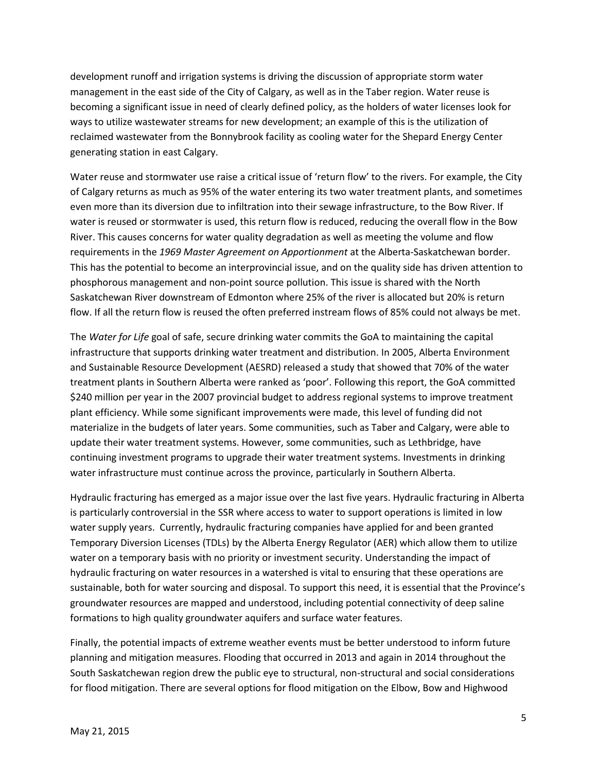development runoff and irrigation systems is driving the discussion of appropriate storm water management in the east side of the City of Calgary, as well as in the Taber region. Water reuse is becoming a significant issue in need of clearly defined policy, as the holders of water licenses look for ways to utilize wastewater streams for new development; an example of this is the utilization of reclaimed wastewater from the Bonnybrook facility as cooling water for the Shepard Energy Center generating station in east Calgary.

Water reuse and stormwater use raise a critical issue of 'return flow' to the rivers. For example, the City of Calgary returns as much as 95% of the water entering its two water treatment plants, and sometimes even more than its diversion due to infiltration into their sewage infrastructure, to the Bow River. If water is reused or stormwater is used, this return flow is reduced, reducing the overall flow in the Bow River. This causes concerns for water quality degradation as well as meeting the volume and flow requirements in the *1969 Master Agreement on Apportionment* at the Alberta-Saskatchewan border. This has the potential to become an interprovincial issue, and on the quality side has driven attention to phosphorous management and non-point source pollution. This issue is shared with the North Saskatchewan River downstream of Edmonton where 25% of the river is allocated but 20% is return flow. If all the return flow is reused the often preferred instream flows of 85% could not always be met.

The *Water for Life* goal of safe, secure drinking water commits the GoA to maintaining the capital infrastructure that supports drinking water treatment and distribution. In 2005, Alberta Environment and Sustainable Resource Development (AESRD) released a study that showed that 70% of the water treatment plants in Southern Alberta were ranked as 'poor'. Following this report, the GoA committed \$240 million per year in the 2007 provincial budget to address regional systems to improve treatment plant efficiency. While some significant improvements were made, this level of funding did not materialize in the budgets of later years. Some communities, such as Taber and Calgary, were able to update their water treatment systems. However, some communities, such as Lethbridge, have continuing investment programs to upgrade their water treatment systems. Investments in drinking water infrastructure must continue across the province, particularly in Southern Alberta.

Hydraulic fracturing has emerged as a major issue over the last five years. Hydraulic fracturing in Alberta is particularly controversial in the SSR where access to water to support operations is limited in low water supply years. Currently, hydraulic fracturing companies have applied for and been granted Temporary Diversion Licenses (TDLs) by the Alberta Energy Regulator (AER) which allow them to utilize water on a temporary basis with no priority or investment security. Understanding the impact of hydraulic fracturing on water resources in a watershed is vital to ensuring that these operations are sustainable, both for water sourcing and disposal. To support this need, it is essential that the Province's groundwater resources are mapped and understood, including potential connectivity of deep saline formations to high quality groundwater aquifers and surface water features.

Finally, the potential impacts of extreme weather events must be better understood to inform future planning and mitigation measures. Flooding that occurred in 2013 and again in 2014 throughout the South Saskatchewan region drew the public eye to structural, non-structural and social considerations for flood mitigation. There are several options for flood mitigation on the Elbow, Bow and Highwood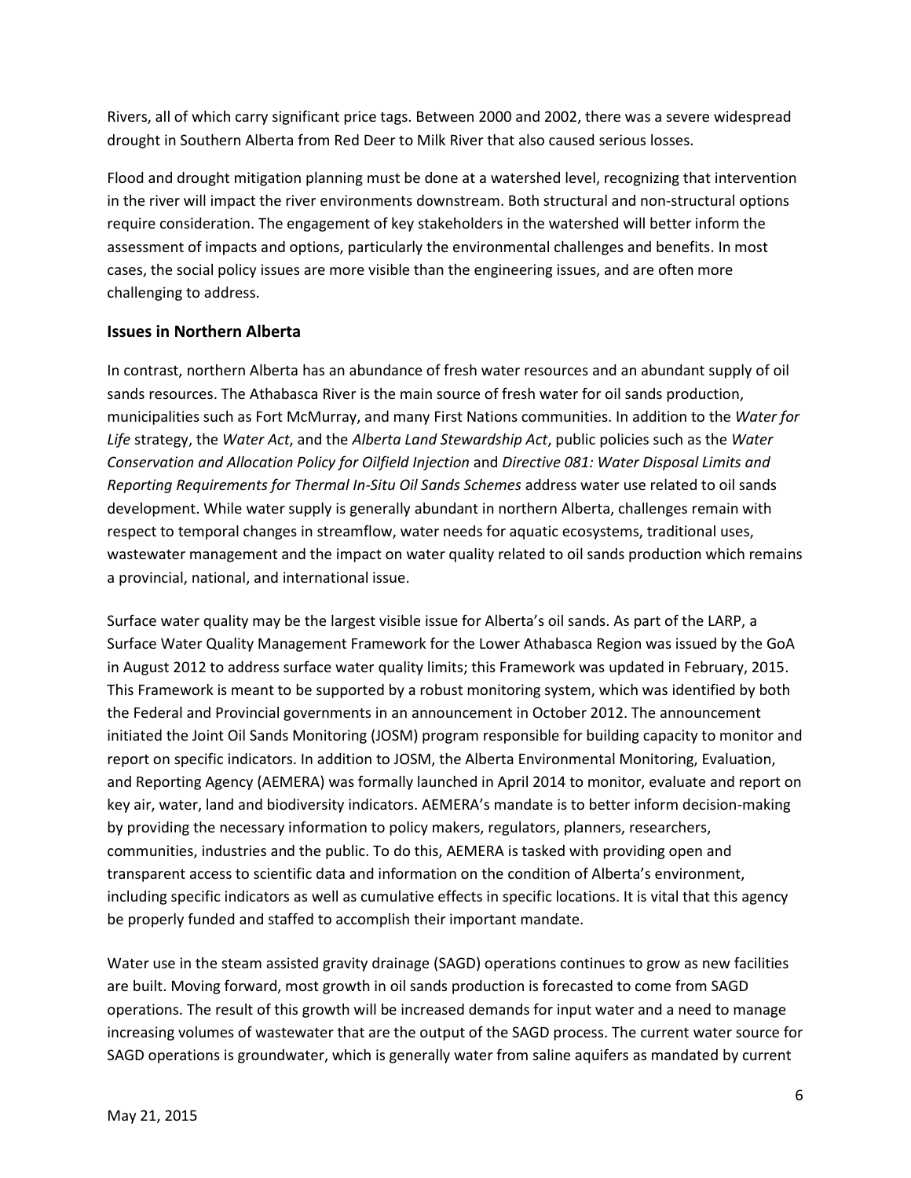Rivers, all of which carry significant price tags. Between 2000 and 2002, there was a severe widespread drought in Southern Alberta from Red Deer to Milk River that also caused serious losses.

Flood and drought mitigation planning must be done at a watershed level, recognizing that intervention in the river will impact the river environments downstream. Both structural and non-structural options require consideration. The engagement of key stakeholders in the watershed will better inform the assessment of impacts and options, particularly the environmental challenges and benefits. In most cases, the social policy issues are more visible than the engineering issues, and are often more challenging to address.

### Issues in Northern Alberta

In contrast, northern Alberta has an abundance of fresh water resources and an abundant supply of oil sands resources. The Athabasca River is the main source of fresh water for oil sands production, municipalities such as Fort McMurray, and many First Nations communities. In addition to the *Water for Life* strategy, the *Water Act*, and the *Alberta Land Stewardship Act*, public policies such as the *Water Conservation and Allocation Policy for Oilfield Injection* and *Directive 081: Water Disposal Limits and Reporting Requirements for Thermal In-Situ Oil Sands Schemes* address water use related to oil sands development. While water supply is generally abundant in northern Alberta, challenges remain with respect to temporal changes in streamflow, water needs for aquatic ecosystems, traditional uses, wastewater management and the impact on water quality related to oil sands production which remains a provincial, national, and international issue.

Surface water quality may be the largest visible issue for Alberta's oil sands. As part of the LARP, a Surface Water Quality Management Framework for the Lower Athabasca Region was issued by the GoA in August 2012 to address surface water quality limits; this Framework was updated in February, 2015. This Framework is meant to be supported by a robust monitoring system, which was identified by both the Federal and Provincial governments in an announcement in October 2012. The announcement initiated the Joint Oil Sands Monitoring (JOSM) program responsible for building capacity to monitor and report on specific indicators. In addition to JOSM, the Alberta Environmental Monitoring, Evaluation, and Reporting Agency (AEMERA) was formally launched in April 2014 to monitor, evaluate and report on key air, water, land and biodiversity indicators. AEMERA's mandate is to better inform decision-making by providing the necessary information to policy makers, regulators, planners, researchers, communities, industries and the public. To do this, AEMERA is tasked with providing open and transparent access to scientific data and information on the condition of Alberta's environment, including specific indicators as well as cumulative effects in specific locations. It is vital that this agency be properly funded and staffed to accomplish their important mandate.

Water use in the steam assisted gravity drainage (SAGD) operations continues to grow as new facilities are built. Moving forward, most growth in oil sands production is forecasted to come from SAGD operations. The result of this growth will be increased demands for input water and a need to manage increasing volumes of wastewater that are the output of the SAGD process. The current water source for SAGD operations is groundwater, which is generally water from saline aquifers as mandated by current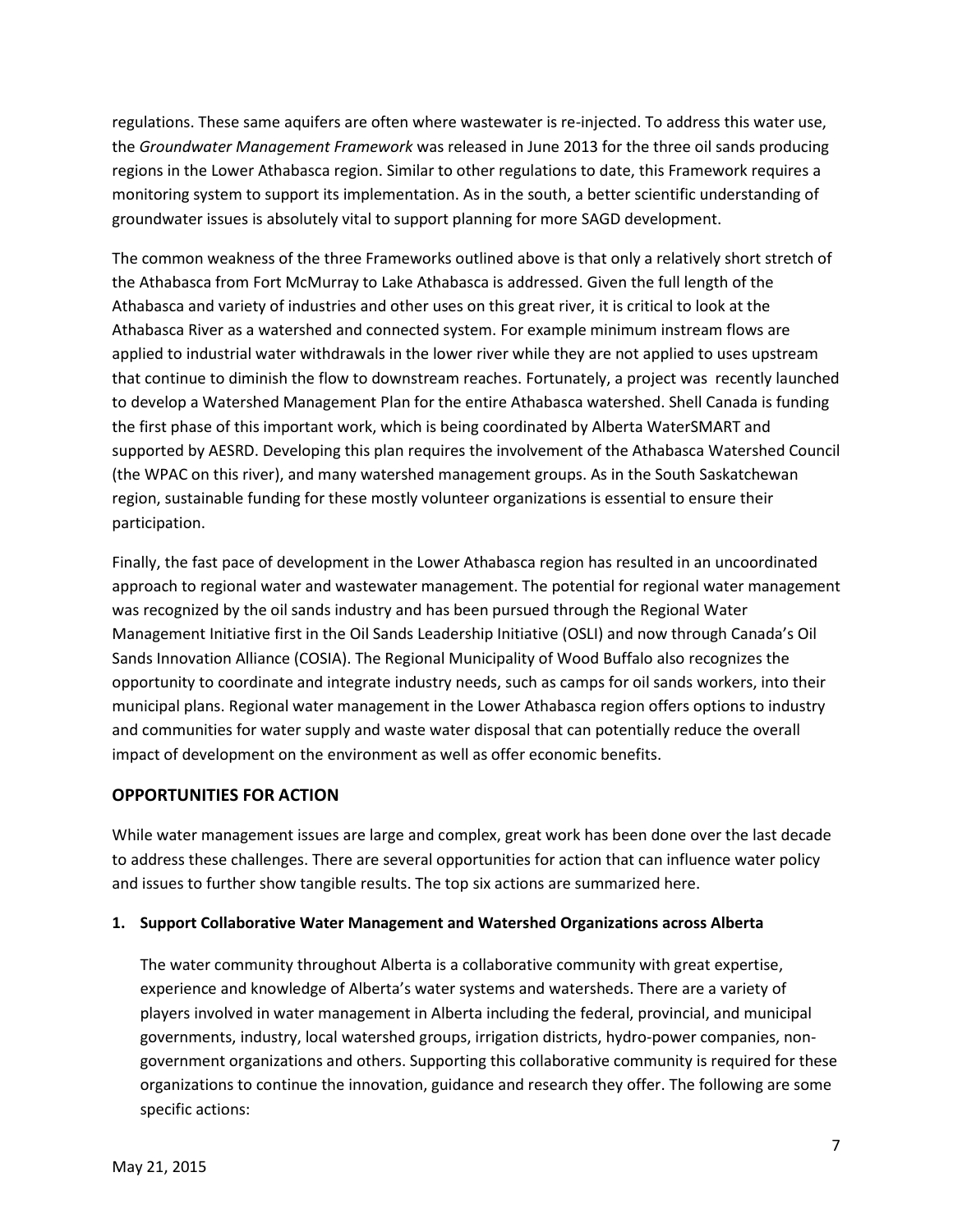regulations. These same aquifers are often where wastewater is re-injected. To address this water use, the *Groundwater Management Framework* was released in June 2013 for the three oil sands producing regions in the Lower Athabasca region. Similar to other regulations to date, this Framework requires a monitoring system to support its implementation. As in the south, a better scientific understanding of groundwater issues is absolutely vital to support planning for more SAGD development.

The common weakness of the three Frameworks outlined above is that only a relatively short stretch of the Athabasca from Fort McMurray to Lake Athabasca is addressed. Given the full length of the Athabasca and variety of industries and other uses on this great river, it is critical to look at the Athabasca River as a watershed and connected system. For example minimum instream flows are applied to industrial water withdrawals in the lower river while they are not applied to uses upstream that continue to diminish the flow to downstream reaches. Fortunately, a project was recently launched to develop a Watershed Management Plan for the entire Athabasca watershed. Shell Canada is funding the first phase of this important work, which is being coordinated by Alberta WaterSMART and supported by AESRD. Developing this plan requires the involvement of the Athabasca Watershed Council (the WPAC on this river), and many watershed management groups. As in the South Saskatchewan region, sustainable funding for these mostly volunteer organizations is essential to ensure their participation.

Finally, the fast pace of development in the Lower Athabasca region has resulted in an uncoordinated approach to regional water and wastewater management. The potential for regional water management was recognized by the oil sands industry and has been pursued through the Regional Water Management Initiative first in the Oil Sands Leadership Initiative (OSLI) and now through Canada's Oil Sands Innovation Alliance (COSIA). The Regional Municipality of Wood Buffalo also recognizes the opportunity to coordinate and integrate industry needs, such as camps for oil sands workers, into their municipal plans. Regional water management in the Lower Athabasca region offers options to industry and communities for water supply and waste water disposal that can potentially reduce the overall impact of development on the environment as well as offer economic benefits.

## OPPORTUNITIES FOR ACTION

While water management issues are large and complex, great work has been done over the last decade to address these challenges. There are several opportunities for action that can influence water policy and issues to further show tangible results. The top six actions are summarized here.

**1. Support Collaborative Water Management and Watershed Organizations across Alberta**

The water community throughout Alberta is a collaborative community with great expertise, experience and knowledge of Alberta's water systems and watersheds. There are a variety of players involved in water management in Alberta including the federal, provincial, and municipal governments, industry, local watershed groups, irrigation districts, hydro-power companies, non-government organizations and others. Supporting this collaborative community is required for these organizations to continue the innovation, guidance and research they offer. The following are some specific actions:

May 21, 2015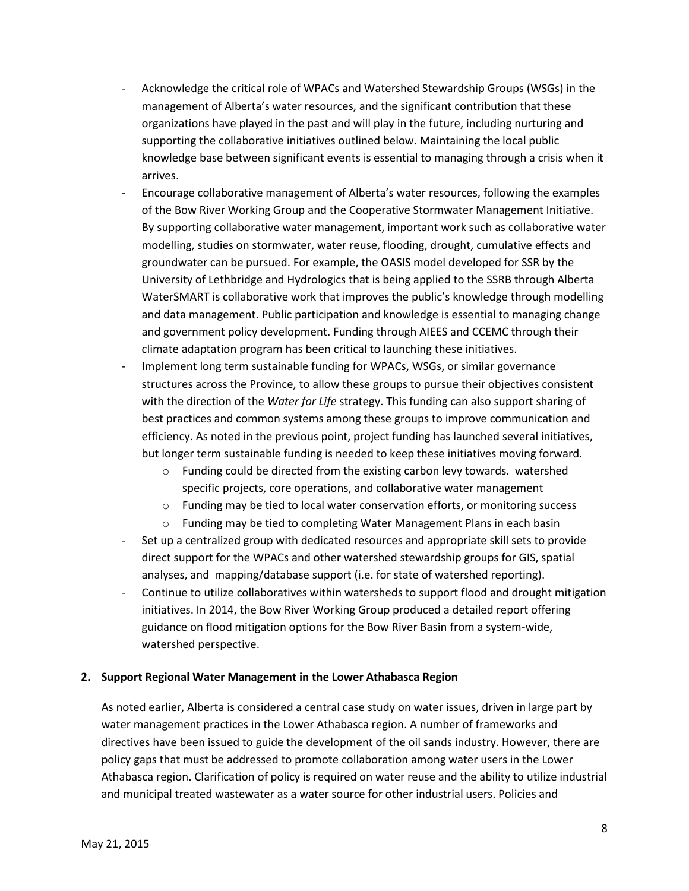- Acknowledge the critical role of WPACs and Watershed Stewardship Groups (WSGs) in the management of Alberta's water resources, and the significant contribution that these organizations have played in the past and will play in the future, including nurturing and supporting the collaborative initiatives outlined below. Maintaining the local public knowledge base between significant events is essential to managing through a crisis when it arrives.
- Encourage collaborative management of Alberta's water resources, following the examples of the Bow River Working Group and the Cooperative Stormwater Management Initiative. By supporting collaborative water management, important work such as collaborative water modelling, studies on stormwater, water reuse, flooding, drought, cumulative effects and groundwater can be pursued. For example, the OASIS model developed for SSR by the University of Lethbridge and Hydrologics that is being applied to the SSRB through Alberta WaterSMART is collaborative work that improves the public's knowledge through modelling and data management. Public participation and knowledge is essential to managing change and government policy development. Funding through AIEES and CCEMC through their climate adaptation program has been critical to launching these initiatives.
- Implement long term sustainable funding for WPACs, WSGs, or similar governance structures across the Province, to allow these groups to pursue their objectives consistent with the direction of the *Water for Life* strategy. This funding can also support sharing of best practices and common systems among these groups to improve communication and efficiency. As noted in the previous point, project funding has launched several initiatives, but longer term sustainable funding is needed to keep these initiatives moving forward.
    - Funding could be directed from the existing carbon levy towards. watershed specific projects, core operations, and collaborative water management
    - Funding may be tied to local water conservation efforts, or monitoring success
    - Funding may be tied to completing Water Management Plans in each basin
- Set up a centralized group with dedicated resources and appropriate skill sets to provide direct support for the WPACs and other watershed stewardship groups for GIS, spatial analyses, and mapping/database support (i.e. for state of watershed reporting).
- Continue to utilize collaboratives within watersheds to support flood and drought mitigation initiatives. In 2014, the Bow River Working Group produced a detailed report offering guidance on flood mitigation options for the Bow River Basin from a system-wide, watershed perspective.

**2. Support Regional Water Management in the Lower Athabasca Region**

As noted earlier, Alberta is considered a central case study on water issues, driven in large part by water management practices in the Lower Athabasca region. A number of frameworks and directives have been issued to guide the development of the oil sands industry. However, there are policy gaps that must be addressed to promote collaboration among water users in the Lower Athabasca region. Clarification of policy is required on water reuse and the ability to utilize industrial and municipal treated wastewater as a water source for other industrial users. Policies and

May 21, 2015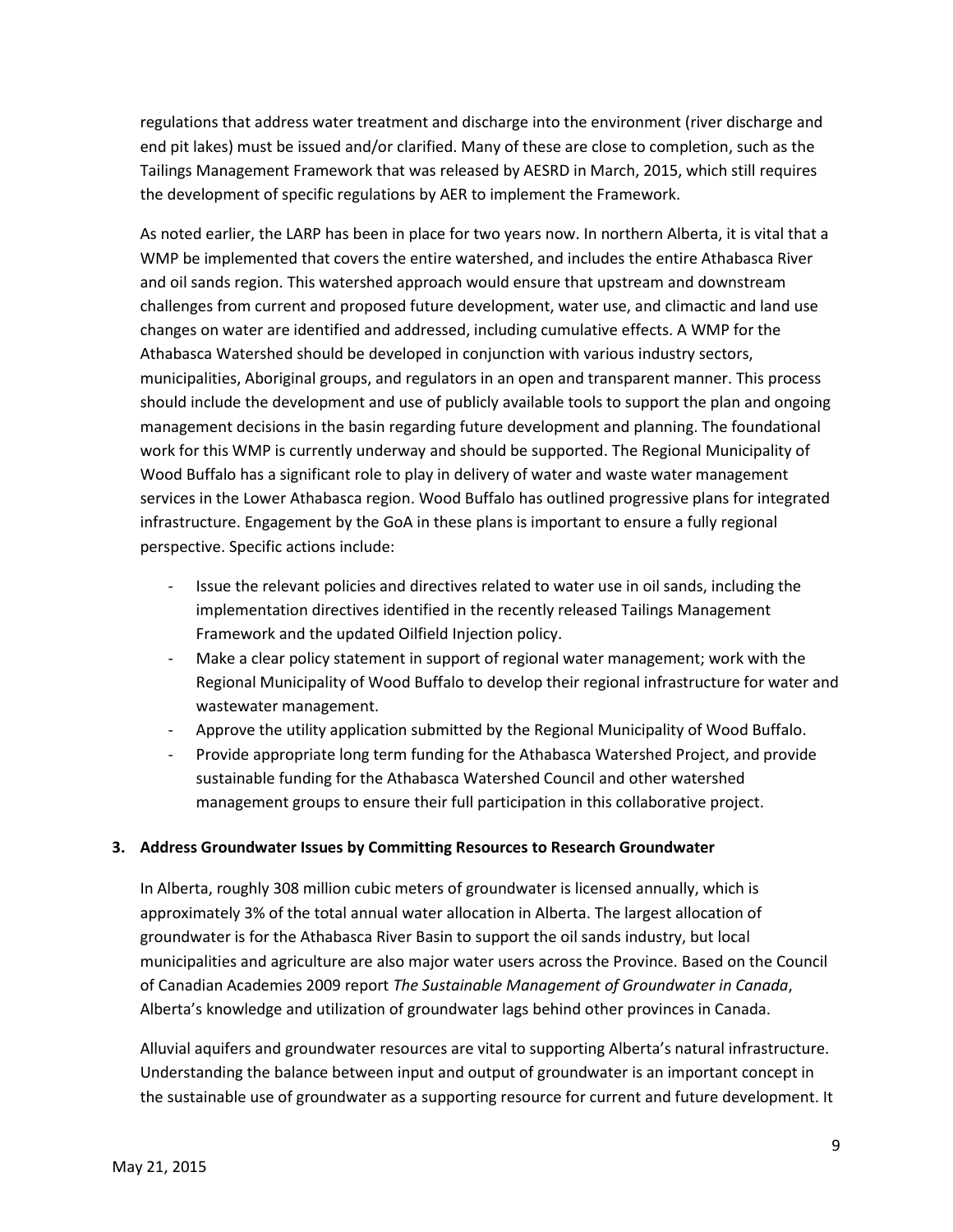regulations that address water treatment and discharge into the environment (river discharge and end pit lakes) must be issued and/or clarified. Many of these are close to completion, such as the Tailings Management Framework that was released by AESRD in March, 2015, which still requires the development of specific regulations by AER to implement the Framework.

As noted earlier, the LARP has been in place for two years now. In northern Alberta, it is vital that a WMP be implemented that covers the entire watershed, and includes the entire Athabasca River and oil sands region. This watershed approach would ensure that upstream and downstream challenges from current and proposed future development, water use, and climactic and land use changes on water are identified and addressed, including cumulative effects. A WMP for the Athabasca Watershed should be developed in conjunction with various industry sectors, municipalities, Aboriginal groups, and regulators in an open and transparent manner. This process should include the development and use of publicly available tools to support the plan and ongoing management decisions in the basin regarding future development and planning. The foundational work for this WMP is currently underway and should be supported. The Regional Municipality of Wood Buffalo has a significant role to play in delivery of water and waste water management services in the Lower Athabasca region. Wood Buffalo has outlined progressive plans for integrated infrastructure. Engagement by the GoA in these plans is important to ensure a fully regional perspective. Specific actions include:

- Issue the relevant policies and directives related to water use in oil sands, including the implementation directives identified in the recently released Tailings Management Framework and the updated Oilfield Injection policy.
- Make a clear policy statement in support of regional water management; work with the Regional Municipality of Wood Buffalo to develop their regional infrastructure for water and wastewater management.
- Approve the utility application submitted by the Regional Municipality of Wood Buffalo.
- Provide appropriate long term funding for the Athabasca Watershed Project, and provide sustainable funding for the Athabasca Watershed Council and other watershed management groups to ensure their full participation in this collaborative project.

**3. Address Groundwater Issues by Committing Resources to Research Groundwater**

In Alberta, roughly 308 million cubic meters of groundwater is licensed annually, which is approximately 3% of the total annual water allocation in Alberta. The largest allocation of groundwater is for the Athabasca River Basin to support the oil sands industry, but local municipalities and agriculture are also major water users across the Province. Based on the Council of Canadian Academies 2009 report *The Sustainable Management of Groundwater in Canada*, Alberta's knowledge and utilization of groundwater lags behind other provinces in Canada.

Alluvial aquifers and groundwater resources are vital to supporting Alberta's natural infrastructure. Understanding the balance between input and output of groundwater is an important concept in the sustainable use of groundwater as a supporting resource for current and future development. It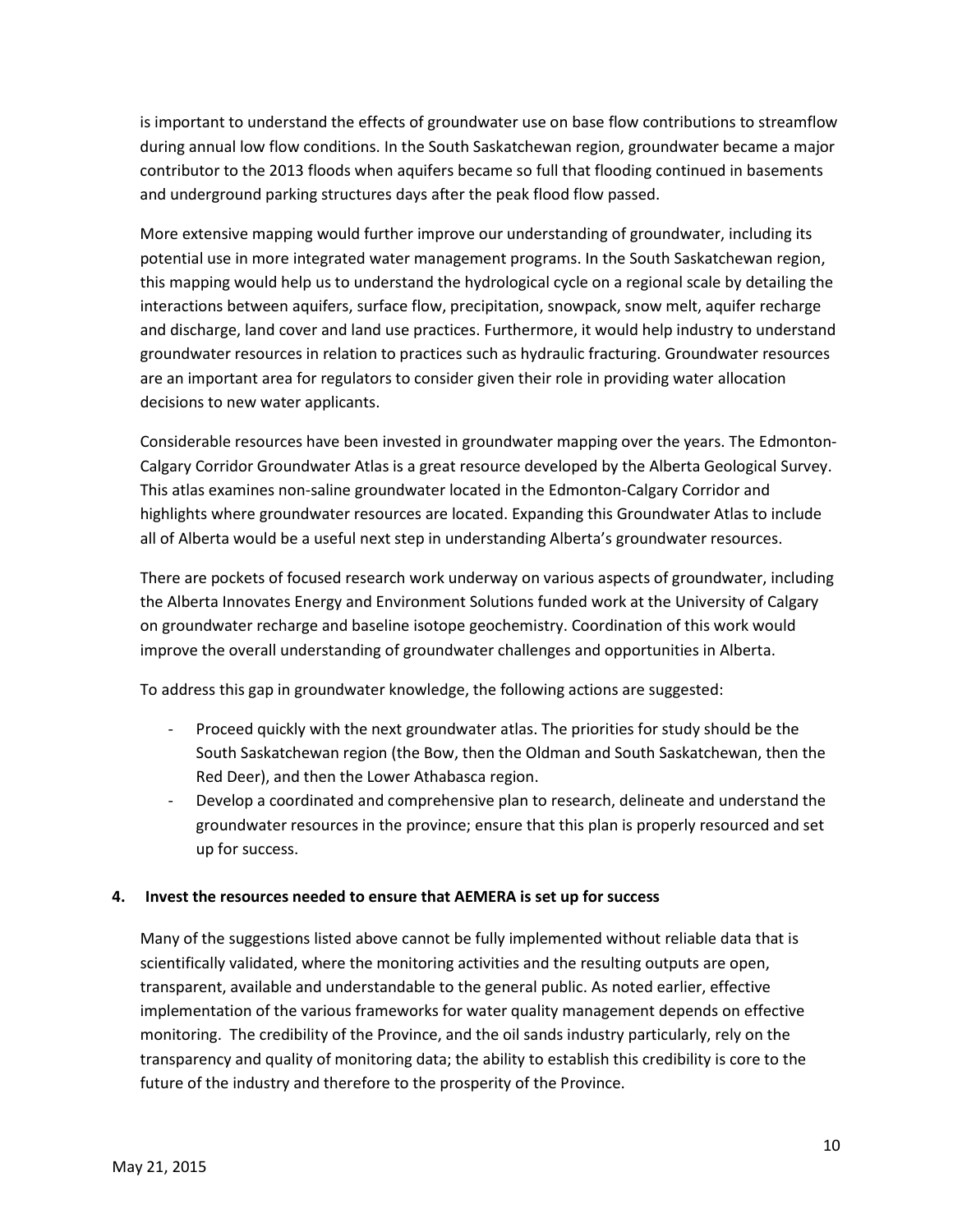is important to understand the effects of groundwater use on base flow contributions to streamflow during annual low flow conditions. In the South Saskatchewan region, groundwater became a major contributor to the 2013 floods when aquifers became so full that flooding continued in basements and underground parking structures days after the peak flood flow passed.

More extensive mapping would further improve our understanding of groundwater, including its potential use in more integrated water management programs. In the South Saskatchewan region, this mapping would help us to understand the hydrological cycle on a regional scale by detailing the interactions between aquifers, surface flow, precipitation, snowpack, snow melt, aquifer recharge and discharge, land cover and land use practices. Furthermore, it would help industry to understand groundwater resources in relation to practices such as hydraulic fracturing. Groundwater resources are an important area for regulators to consider given their role in providing water allocation decisions to new water applicants.

Considerable resources have been invested in groundwater mapping over the years. The Edmonton-Calgary Corridor Groundwater Atlas is a great resource developed by the Alberta Geological Survey. This atlas examines non-saline groundwater located in the Edmonton-Calgary Corridor and highlights where groundwater resources are located. Expanding this Groundwater Atlas to include all of Alberta would be a useful next step in understanding Alberta's groundwater resources.

There are pockets of focused research work underway on various aspects of groundwater, including the Alberta Innovates Energy and Environment Solutions funded work at the University of Calgary on groundwater recharge and baseline isotope geochemistry. Coordination of this work would improve the overall understanding of groundwater challenges and opportunities in Alberta.

To address this gap in groundwater knowledge, the following actions are suggested:

- Proceed quickly with the next groundwater atlas. The priorities for study should be the South Saskatchewan region (the Bow, then the Oldman and South Saskatchewan, then the Red Deer), and then the Lower Athabasca region.
- Develop a coordinated and comprehensive plan to research, delineate and understand the groundwater resources in the province; ensure that this plan is properly resourced and set up for success.

**4. Invest the resources needed to ensure that AEMERA is set up for success**

Many of the suggestions listed above cannot be fully implemented without reliable data that is scientifically validated, where the monitoring activities and the resulting outputs are open, transparent, available and understandable to the general public. As noted earlier, effective implementation of the various frameworks for water quality management depends on effective monitoring. The credibility of the Province, and the oil sands industry particularly, rely on the transparency and quality of monitoring data; the ability to establish this credibility is core to the future of the industry and therefore to the prosperity of the Province.

May 21, 2015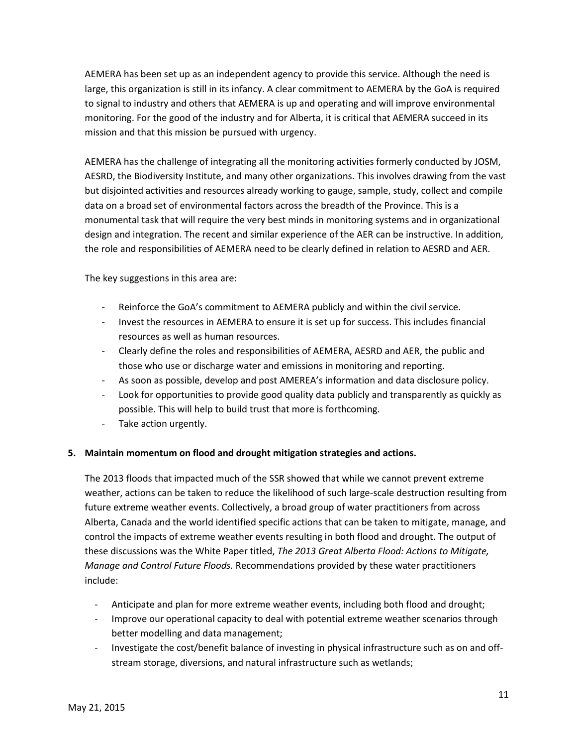AEMERA has been set up as an independent agency to provide this service. Although the need is large, this organization is still in its infancy. A clear commitment to AEMERA by the GoA is required to signal to industry and others that AEMERA is up and operating and will improve environmental monitoring. For the good of the industry and for Alberta, it is critical that AEMERA succeed in its mission and that this mission be pursued with urgency.

AEMERA has the challenge of integrating all the monitoring activities formerly conducted by JOSM, AESRD, the Biodiversity Institute, and many other organizations. This involves drawing from the vast but disjointed activities and resources already working to gauge, sample, study, collect and compile data on a broad set of environmental factors across the breadth of the Province. This is a monumental task that will require the very best minds in monitoring systems and in organizational design and integration. The recent and similar experience of the AER can be instructive. In addition, the role and responsibilities of AEMERA need to be clearly defined in relation to AESRD and AER.

The key suggestions in this area are:

- Reinforce the GoA's commitment to AEMERA publicly and within the civil service.
- Invest the resources in AEMERA to ensure it is set up for success. This includes financial resources as well as human resources.
- Clearly define the roles and responsibilities of AEMERA, AESRD and AER, the public and those who use or discharge water and emissions in monitoring and reporting.
- As soon as possible, develop and post AMEREA's information and data disclosure policy.
- Look for opportunities to provide good quality data publicly and transparently as quickly as possible. This will help to build trust that more is forthcoming.
- Take action urgently.

**5. Maintain momentum on flood and drought mitigation strategies and actions.**

The 2013 floods that impacted much of the SSR showed that while we cannot prevent extreme weather, actions can be taken to reduce the likelihood of such large-scale destruction resulting from future extreme weather events. Collectively, a broad group of water practitioners from across Alberta, Canada and the world identified specific actions that can be taken to mitigate, manage, and control the impacts of extreme weather events resulting in both flood and drought. The output of these discussions was the White Paper titled, *The 2013 Great Alberta Flood: Actions to Mitigate, Manage and Control Future Floods.* Recommendations provided by these water practitioners include:

- Anticipate and plan for more extreme weather events, including both flood and drought;
- Improve our operational capacity to deal with potential extreme weather scenarios through better modelling and data management;
- Investigate the cost/benefit balance of investing in physical infrastructure such as on and off-stream storage, diversions, and natural infrastructure such as wetlands;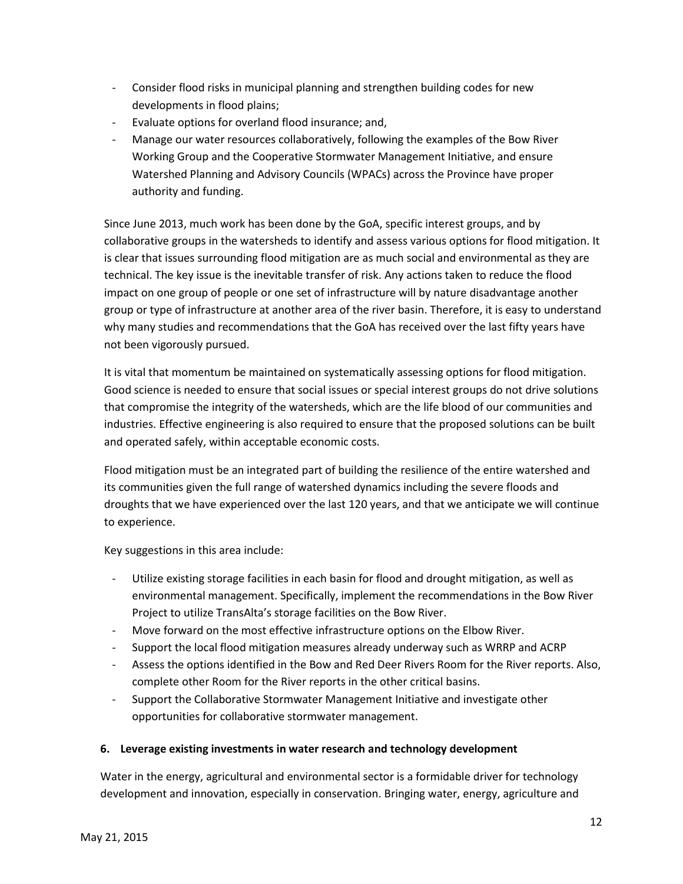- Consider flood risks in municipal planning and strengthen building codes for new developments in flood plains;
- Evaluate options for overland flood insurance; and,
- Manage our water resources collaboratively, following the examples of the Bow River Working Group and the Cooperative Stormwater Management Initiative, and ensure Watershed Planning and Advisory Councils (WPACs) across the Province have proper authority and funding.

Since June 2013, much work has been done by the GoA, specific interest groups, and by collaborative groups in the watersheds to identify and assess various options for flood mitigation. It is clear that issues surrounding flood mitigation are as much social and environmental as they are technical. The key issue is the inevitable transfer of risk. Any actions taken to reduce the flood impact on one group of people or one set of infrastructure will by nature disadvantage another group or type of infrastructure at another area of the river basin. Therefore, it is easy to understand why many studies and recommendations that the GoA has received over the last fifty years have not been vigorously pursued.

It is vital that momentum be maintained on systematically assessing options for flood mitigation. Good science is needed to ensure that social issues or special interest groups do not drive solutions that compromise the integrity of the watersheds, which are the life blood of our communities and industries. Effective engineering is also required to ensure that the proposed solutions can be built and operated safely, within acceptable economic costs.

Flood mitigation must be an integrated part of building the resilience of the entire watershed and its communities given the full range of watershed dynamics including the severe floods and droughts that we have experienced over the last 120 years, and that we anticipate we will continue to experience.

Key suggestions in this area include:

- Utilize existing storage facilities in each basin for flood and drought mitigation, as well as environmental management. Specifically, implement the recommendations in the Bow River Project to utilize TransAlta's storage facilities on the Bow River.
- Move forward on the most effective infrastructure options on the Elbow River.
- Support the local flood mitigation measures already underway such as WRRP and ACRP
- Assess the options identified in the Bow and Red Deer Rivers Room for the River reports. Also, complete other Room for the River reports in the other critical basins.
- Support the Collaborative Stormwater Management Initiative and investigate other opportunities for collaborative stormwater management.

**6. Leverage existing investments in water research and technology development**

Water in the energy, agricultural and environmental sector is a formidable driver for technology development and innovation, especially in conservation. Bringing water, energy, agriculture and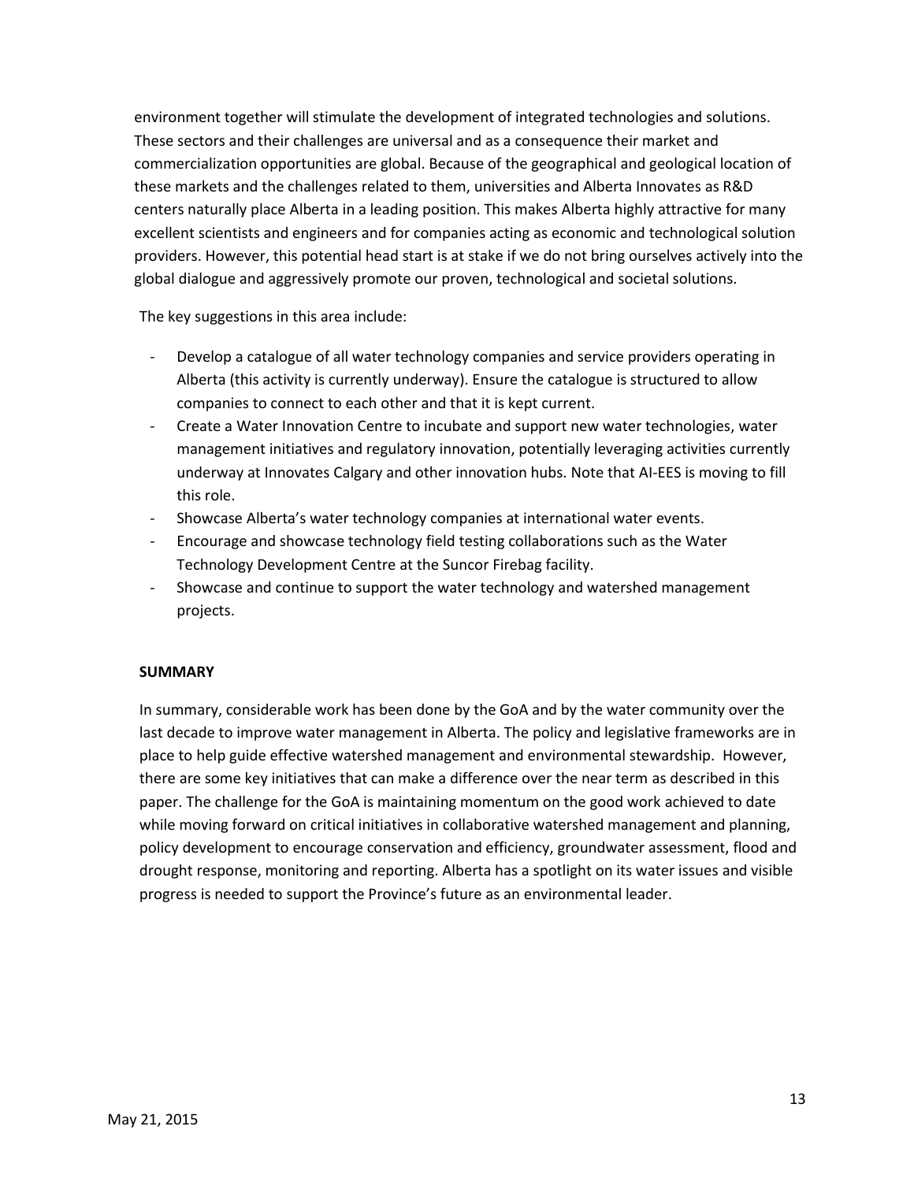environment together will stimulate the development of integrated technologies and solutions. These sectors and their challenges are universal and as a consequence their market and commercialization opportunities are global. Because of the geographical and geological location of these markets and the challenges related to them, universities and Alberta Innovates as R&D centers naturally place Alberta in a leading position. This makes Alberta highly attractive for many excellent scientists and engineers and for companies acting as economic and technological solution providers. However, this potential head start is at stake if we do not bring ourselves actively into the global dialogue and aggressively promote our proven, technological and societal solutions.

The key suggestions in this area include:

- Develop a catalogue of all water technology companies and service providers operating in Alberta (this activity is currently underway). Ensure the catalogue is structured to allow companies to connect to each other and that it is kept current.
- Create a Water Innovation Centre to incubate and support new water technologies, water management initiatives and regulatory innovation, potentially leveraging activities currently underway at Innovates Calgary and other innovation hubs. Note that AI-EES is moving to fill this role.
- Showcase Alberta's water technology companies at international water events.
- Encourage and showcase technology field testing collaborations such as the Water Technology Development Centre at the Suncor Firebag facility.
- Showcase and continue to support the water technology and watershed management projects.

**SUMMARY**

In summary, considerable work has been done by the GoA and by the water community over the last decade to improve water management in Alberta. The policy and legislative frameworks are in place to help guide effective watershed management and environmental stewardship. However, there are some key initiatives that can make a difference over the near term as described in this paper. The challenge for the GoA is maintaining momentum on the good work achieved to date while moving forward on critical initiatives in collaborative watershed management and planning, policy development to encourage conservation and efficiency, groundwater assessment, flood and drought response, monitoring and reporting. Alberta has a spotlight on its water issues and visible progress is needed to support the Province's future as an environmental leader.